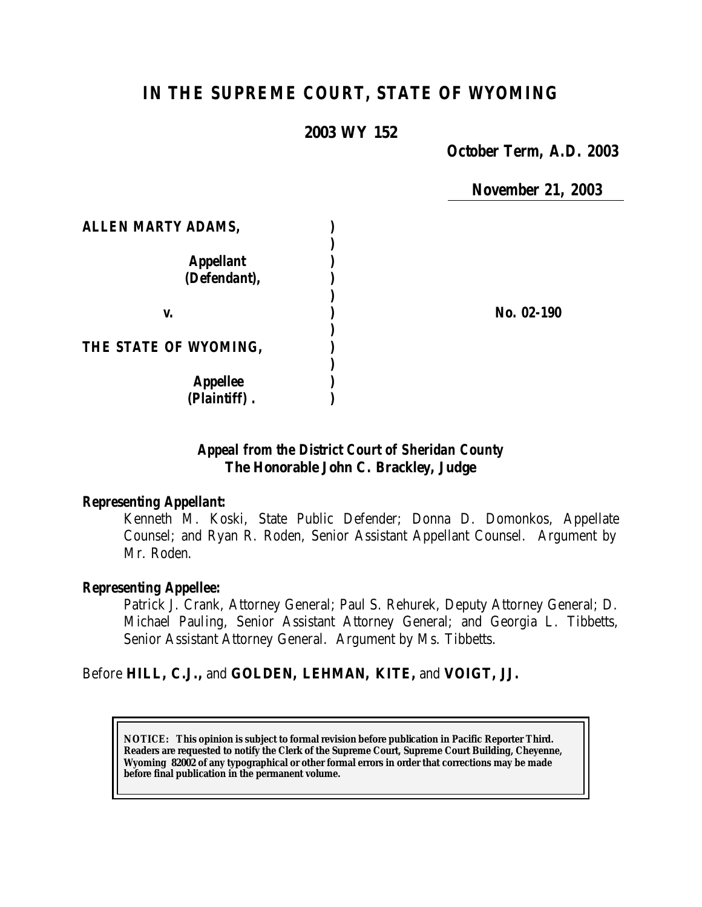# IN THE SUPREME COURT, STATE OF WYOMING

**2003 WY 152**

**October Term, A.D. 2003**

**November 21, 2003**

| | | |
|---|---|---|
| **ALLEN MARTY ADAMS,** | | |
| **Appellant (Defendant),** | | |
| **v.** | | **No. 02-190** |
| **THE STATE OF WYOMING,** | | |
| **Appellee (Plaintiff).** | | |

***Appeal from the District Court of Sheridan County***
**The Honorable John C. Brackley, Judge**

***Representing Appellant:***

Kenneth M. Koski, State Public Defender; Donna D. Domonkos, Appellate Counsel; and Ryan R. Roden, Senior Assistant Appellant Counsel. Argument by Mr. Roden.

***Representing Appellee:***

Patrick J. Crank, Attorney General; Paul S. Rehurek, Deputy Attorney General; D. Michael Pauling, Senior Assistant Attorney General; and Georgia L. Tibbetts, Senior Assistant Attorney General. Argument by Ms. Tibbetts.

Before **HILL, C.J.,** and **GOLDEN, LEHMAN, KITE,** and **VOIGT, JJ.**

**NOTICE: This opinion is subject to formal revision before publication in Pacific Reporter Third. Readers are requested to notify the Clerk of the Supreme Court, Supreme Court Building, Cheyenne, Wyoming 82002 of any typographical or other formal errors in order that corrections may be made before final publication in the permanent volume.**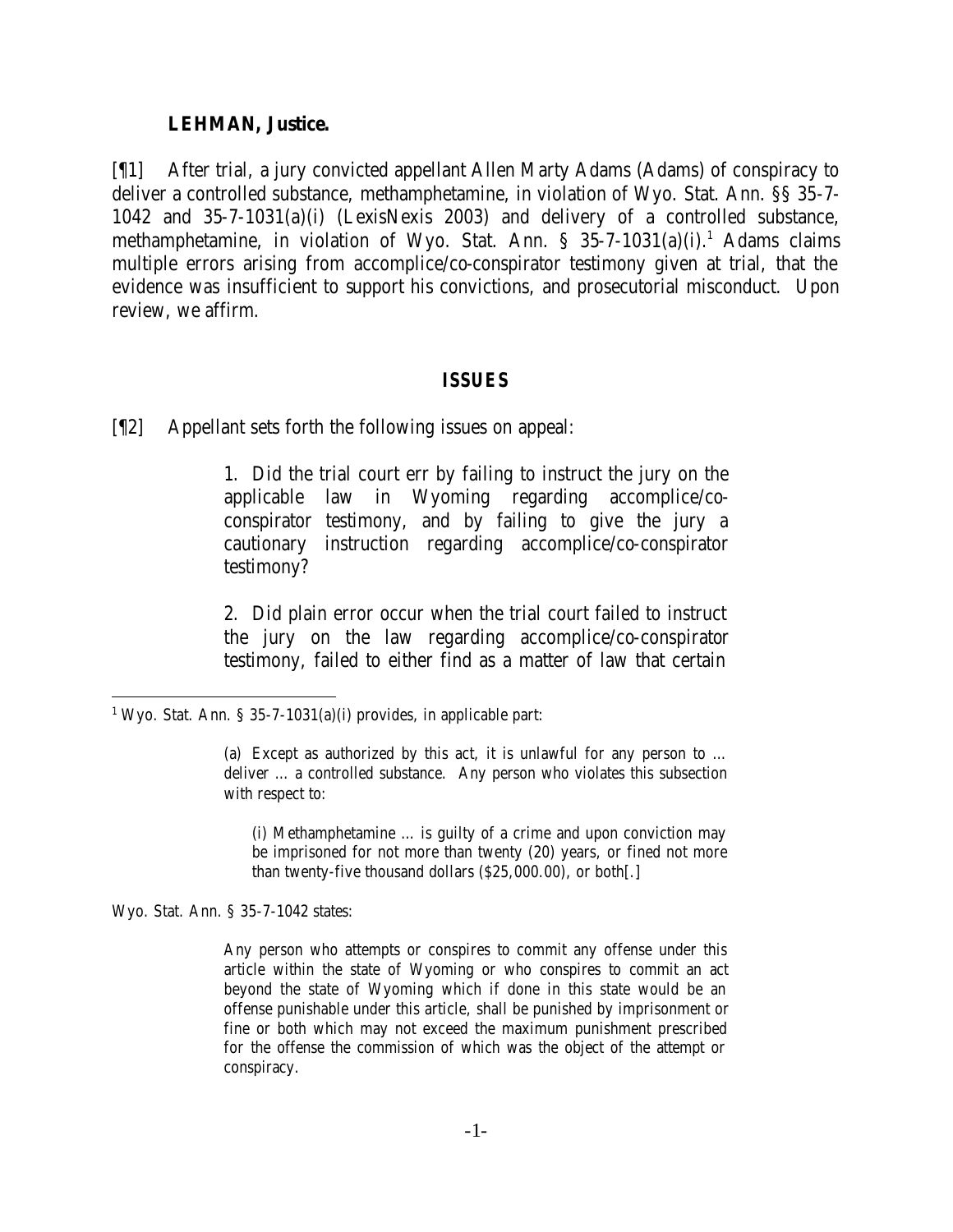**LEHMAN, Justice.**

[¶1] After trial, a jury convicted appellant Allen Marty Adams (Adams) of conspiracy to deliver a controlled substance, methamphetamine, in violation of Wyo. Stat. Ann. §§ 35-7-1042 and 35-7-1031(a)(i) (LexisNexis 2003) and delivery of a controlled substance, methamphetamine, in violation of Wyo. Stat. Ann. § 35-7-1031(a)(i).[1] Adams claims multiple errors arising from accomplice/co-conspirator testimony given at trial, that the evidence was insufficient to support his convictions, and prosecutorial misconduct. Upon review, we affirm.

## ISSUES

[¶2] Appellant sets forth the following issues on appeal:

> 1. Did the trial court err by failing to instruct the jury on the applicable law in Wyoming regarding accomplice/co-conspirator testimony, and by failing to give the jury a cautionary instruction regarding accomplice/co-conspirator testimony?
>
> 2. Did plain error occur when the trial court failed to instruct the jury on the law regarding accomplice/co-conspirator testimony, failed to either find as a matter of law that certain

---

[1] Wyo. Stat. Ann. § 35-7-1031(a)(i) provides, in applicable part:

> (a) Except as authorized by this act, it is unlawful for any person to … deliver … a controlled substance. Any person who violates this subsection with respect to:
>
> (i) Methamphetamine … is guilty of a crime and upon conviction may be imprisoned for not more than twenty (20) years, or fined not more than twenty-five thousand dollars ($25,000.00), or both[.]

Wyo. Stat. Ann. § 35-7-1042 states:

> Any person who attempts or conspires to commit any offense under this article within the state of Wyoming or who conspires to commit an act beyond the state of Wyoming which if done in this state would be an offense punishable under this article, shall be punished by imprisonment or fine or both which may not exceed the maximum punishment prescribed for the offense the commission of which was the object of the attempt or conspiracy.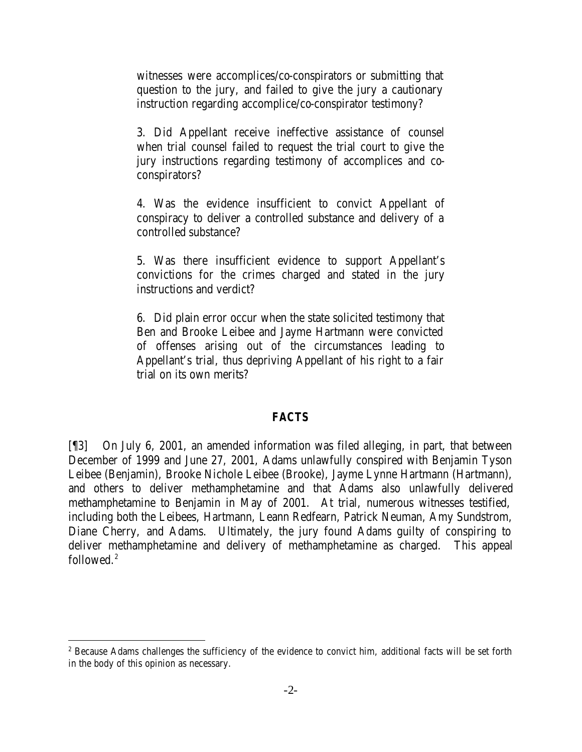witnesses were accomplices/co-conspirators or submitting that question to the jury, and failed to give the jury a cautionary instruction regarding accomplice/co-conspirator testimony?

3. Did Appellant receive ineffective assistance of counsel when trial counsel failed to request the trial court to give the jury instructions regarding testimony of accomplices and co-conspirators?

4. Was the evidence insufficient to convict Appellant of conspiracy to deliver a controlled substance and delivery of a controlled substance?

5. Was there insufficient evidence to support Appellant's convictions for the crimes charged and stated in the jury instructions and verdict?

6. Did plain error occur when the state solicited testimony that Ben and Brooke Leibee and Jayme Hartmann were convicted of offenses arising out of the circumstances leading to Appellant's trial, thus depriving Appellant of his right to a fair trial on its own merits?

## FACTS

[¶3] On July 6, 2001, an amended information was filed alleging, in part, that between December of 1999 and June 27, 2001, Adams unlawfully conspired with Benjamin Tyson Leibee (Benjamin), Brooke Nichole Leibee (Brooke), Jayme Lynne Hartmann (Hartmann), and others to deliver methamphetamine and that Adams also unlawfully delivered methamphetamine to Benjamin in May of 2001. At trial, numerous witnesses testified, including both the Leibees, Hartmann, Leann Redfearn, Patrick Neuman, Amy Sundstrom, Diane Cherry, and Adams. Ultimately, the jury found Adams guilty of conspiring to deliver methamphetamine and delivery of methamphetamine as charged. This appeal followed.[2]

[2] Because Adams challenges the sufficiency of the evidence to convict him, additional facts will be set forth in the body of this opinion as necessary.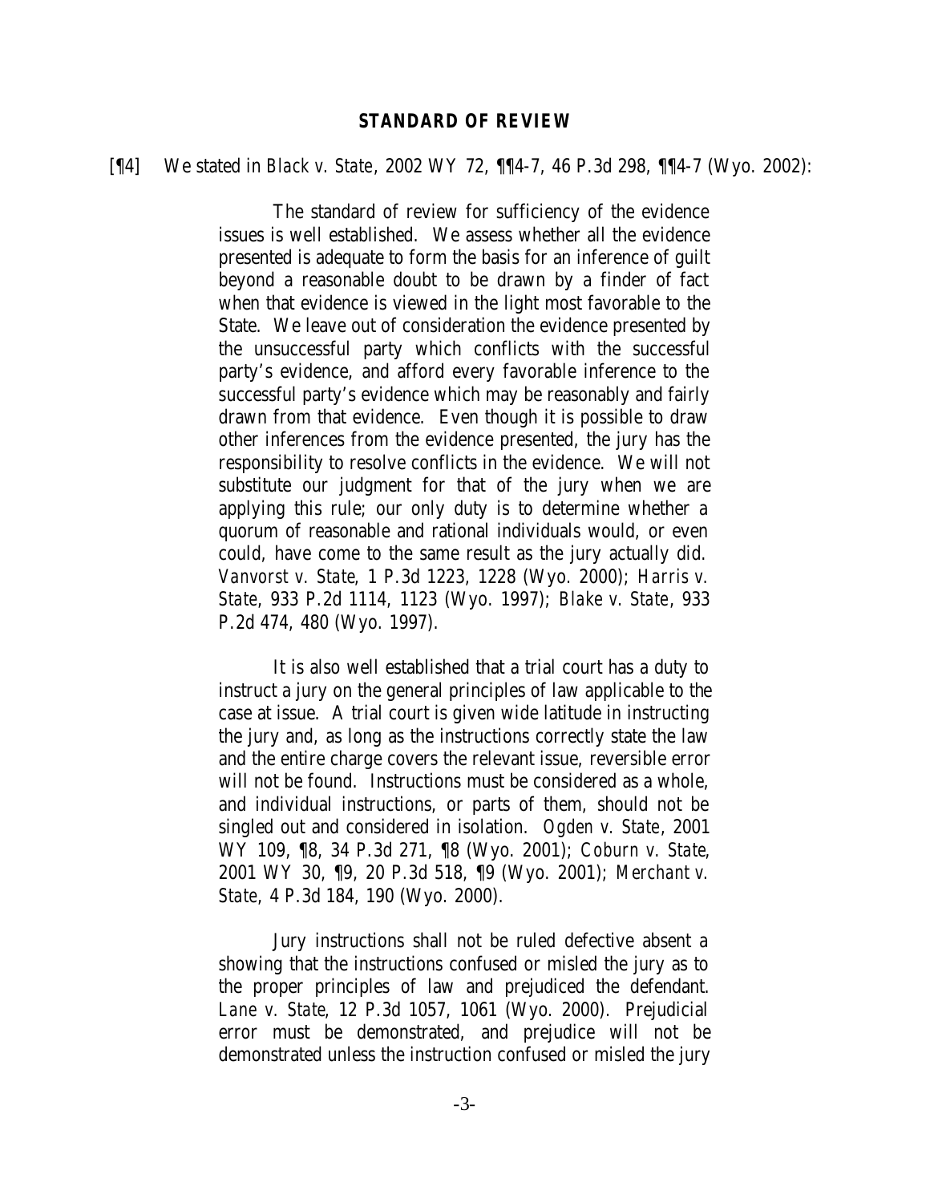**STANDARD OF REVIEW**

[¶4] We stated in *Black v. State*, 2002 WY 72, ¶¶4-7, 46 P.3d 298, ¶¶4-7 (Wyo. 2002):

> The standard of review for sufficiency of the evidence issues is well established. We assess whether all the evidence presented is adequate to form the basis for an inference of guilt beyond a reasonable doubt to be drawn by a finder of fact when that evidence is viewed in the light most favorable to the State. We leave out of consideration the evidence presented by the unsuccessful party which conflicts with the successful party's evidence, and afford every favorable inference to the successful party's evidence which may be reasonably and fairly drawn from that evidence. Even though it is possible to draw other inferences from the evidence presented, the jury has the responsibility to resolve conflicts in the evidence. We will not substitute our judgment for that of the jury when we are applying this rule; our only duty is to determine whether a quorum of reasonable and rational individuals would, or even could, have come to the same result as the jury actually did. *Vanvorst v. State*, 1 P.3d 1223, 1228 (Wyo. 2000); *Harris v. State*, 933 P.2d 1114, 1123 (Wyo. 1997); *Blake v. State*, 933 P.2d 474, 480 (Wyo. 1997).
>
> It is also well established that a trial court has a duty to instruct a jury on the general principles of law applicable to the case at issue. A trial court is given wide latitude in instructing the jury and, as long as the instructions correctly state the law and the entire charge covers the relevant issue, reversible error will not be found. Instructions must be considered as a whole, and individual instructions, or parts of them, should not be singled out and considered in isolation. *Ogden v. State*, 2001 WY 109, ¶8, 34 P.3d 271, ¶8 (Wyo. 2001); *Coburn v. State*, 2001 WY 30, ¶9, 20 P.3d 518, ¶9 (Wyo. 2001); *Merchant v. State*, 4 P.3d 184, 190 (Wyo. 2000).
>
> Jury instructions shall not be ruled defective absent a showing that the instructions confused or misled the jury as to the proper principles of law and prejudiced the defendant. *Lane v. State*, 12 P.3d 1057, 1061 (Wyo. 2000). Prejudicial error must be demonstrated, and prejudice will not be demonstrated unless the instruction confused or misled the jury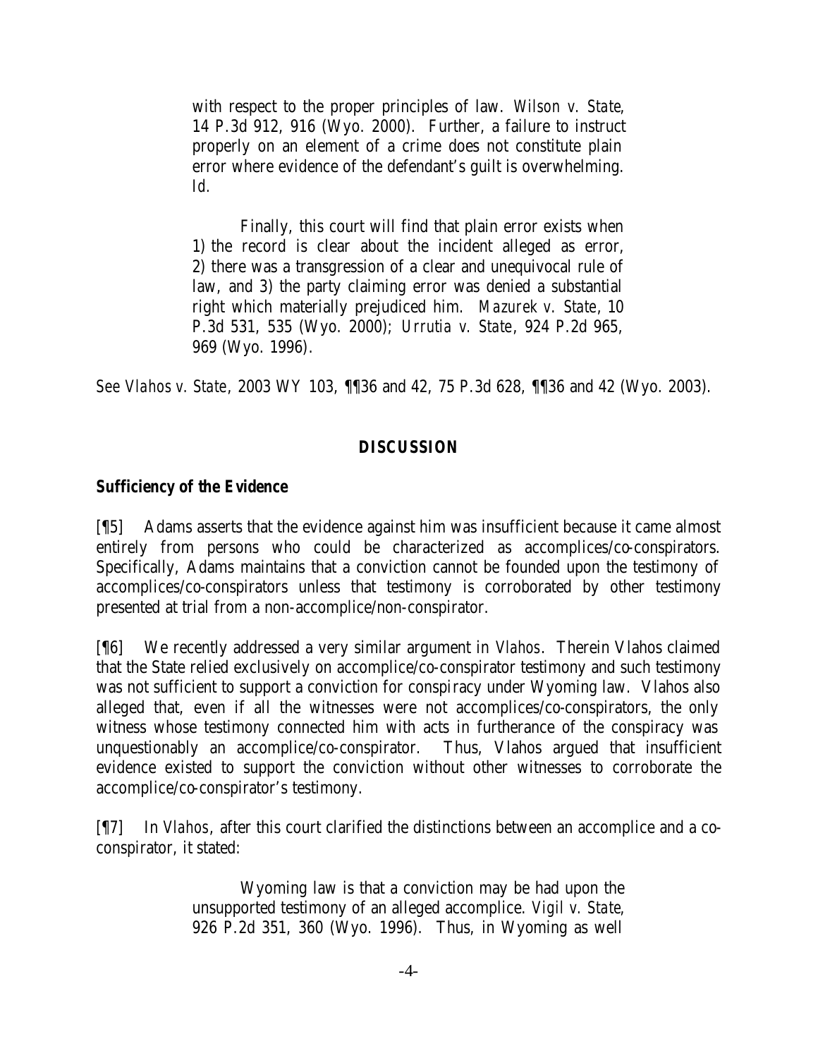> with respect to the proper principles of law. *Wilson v. State*, 14 P.3d 912, 916 (Wyo. 2000). Further, a failure to instruct properly on an element of a crime does not constitute plain error where evidence of the defendant's guilt is overwhelming. *Id.*
>
> Finally, this court will find that plain error exists when 1) the record is clear about the incident alleged as error, 2) there was a transgression of a clear and unequivocal rule of law, and 3) the party claiming error was denied a substantial right which materially prejudiced him. *Mazurek v. State*, 10 P.3d 531, 535 (Wyo. 2000); *Urrutia v. State*, 924 P.2d 965, 969 (Wyo. 1996).

*See Vlahos v. State*, 2003 WY 103, ¶¶36 and 42, 75 P.3d 628, ¶¶36 and 42 (Wyo. 2003).

## DISCUSSION

### Sufficiency of the Evidence

[¶5] Adams asserts that the evidence against him was insufficient because it came almost entirely from persons who could be characterized as accomplices/co-conspirators. Specifically, Adams maintains that a conviction cannot be founded upon the testimony of accomplices/co-conspirators unless that testimony is corroborated by other testimony presented at trial from a non-accomplice/non-conspirator.

[¶6] We recently addressed a very similar argument in *Vlahos*. Therein Vlahos claimed that the State relied exclusively on accomplice/co-conspirator testimony and such testimony was not sufficient to support a conviction for conspiracy under Wyoming law. Vlahos also alleged that, even if all the witnesses were not accomplices/co-conspirators, the only witness whose testimony connected him with acts in furtherance of the conspiracy was unquestionably an accomplice/co-conspirator. Thus, Vlahos argued that insufficient evidence existed to support the conviction without other witnesses to corroborate the accomplice/co-conspirator's testimony.

[¶7] In *Vlahos*, after this court clarified the distinctions between an accomplice and a co-conspirator, it stated:

> Wyoming law is that a conviction may be had upon the unsupported testimony of an alleged accomplice. *Vigil v. State*, 926 P.2d 351, 360 (Wyo. 1996). Thus, in Wyoming as well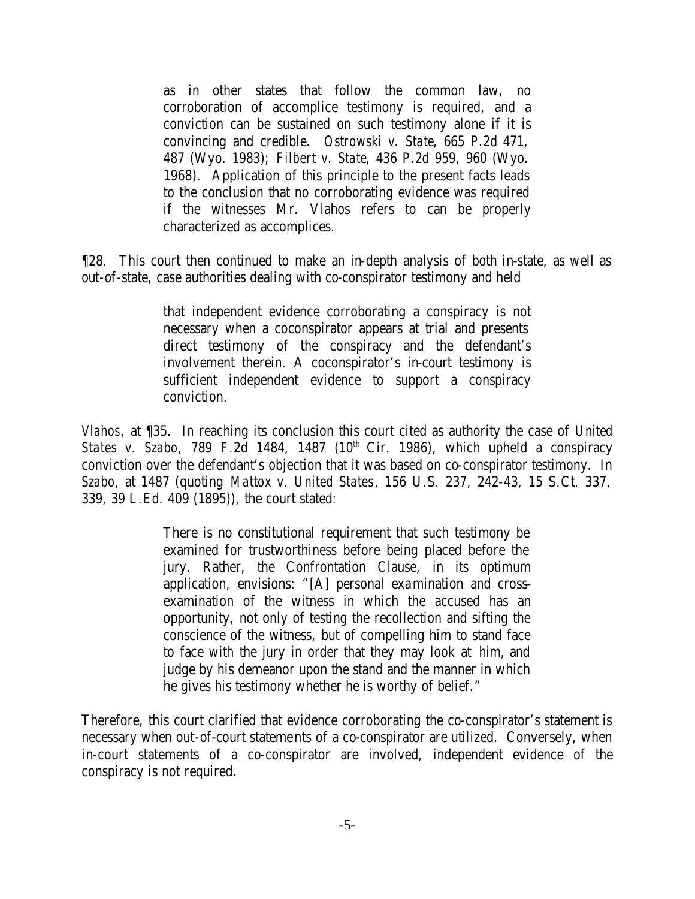> as in other states that follow the common law, no corroboration of accomplice testimony is required, and a conviction can be sustained on such testimony alone if it is convincing and credible. *Ostrowski v. State*, 665 P.2d 471, 487 (Wyo. 1983); *Filbert v. State*, 436 P.2d 959, 960 (Wyo. 1968). Application of this principle to the present facts leads to the conclusion that no corroborating evidence was required if the witnesses Mr. Vlahos refers to can be properly characterized as accomplices.

¶28. This court then continued to make an in-depth analysis of both in-state, as well as out-of-state, case authorities dealing with co-conspirator testimony and held

> that independent evidence corroborating a conspiracy is not necessary when a coconspirator appears at trial and presents direct testimony of the conspiracy and the defendant's involvement therein. A coconspirator's in-court testimony is sufficient independent evidence to support a conspiracy conviction.

*Vlahos*, at ¶35. In reaching its conclusion this court cited as authority the case of *United States v. Szabo*, 789 F.2d 1484, 1487 (10th Cir. 1986), which upheld a conspiracy conviction over the defendant's objection that it was based on co-conspirator testimony. In *Szabo*, at 1487 (quoting *Mattox v. United States*, 156 U.S. 237, 242-43, 15 S.Ct. 337, 339, 39 L.Ed. 409 (1895)), the court stated:

> There is no constitutional requirement that such testimony be examined for trustworthiness before being placed before the jury. Rather, the Confrontation Clause, in its optimum application, envisions: "[A] personal examination and cross-examination of the witness in which the accused has an opportunity, not only of testing the recollection and sifting the conscience of the witness, but of compelling him to stand face to face with the jury in order that they may look at him, and judge by his demeanor upon the stand and the manner in which he gives his testimony whether he is worthy of belief."

Therefore, this court clarified that evidence corroborating the co-conspirator's statement is necessary when out-of-court statements of a co-conspirator are utilized. Conversely, when in-court statements of a co-conspirator are involved, independent evidence of the conspiracy is not required.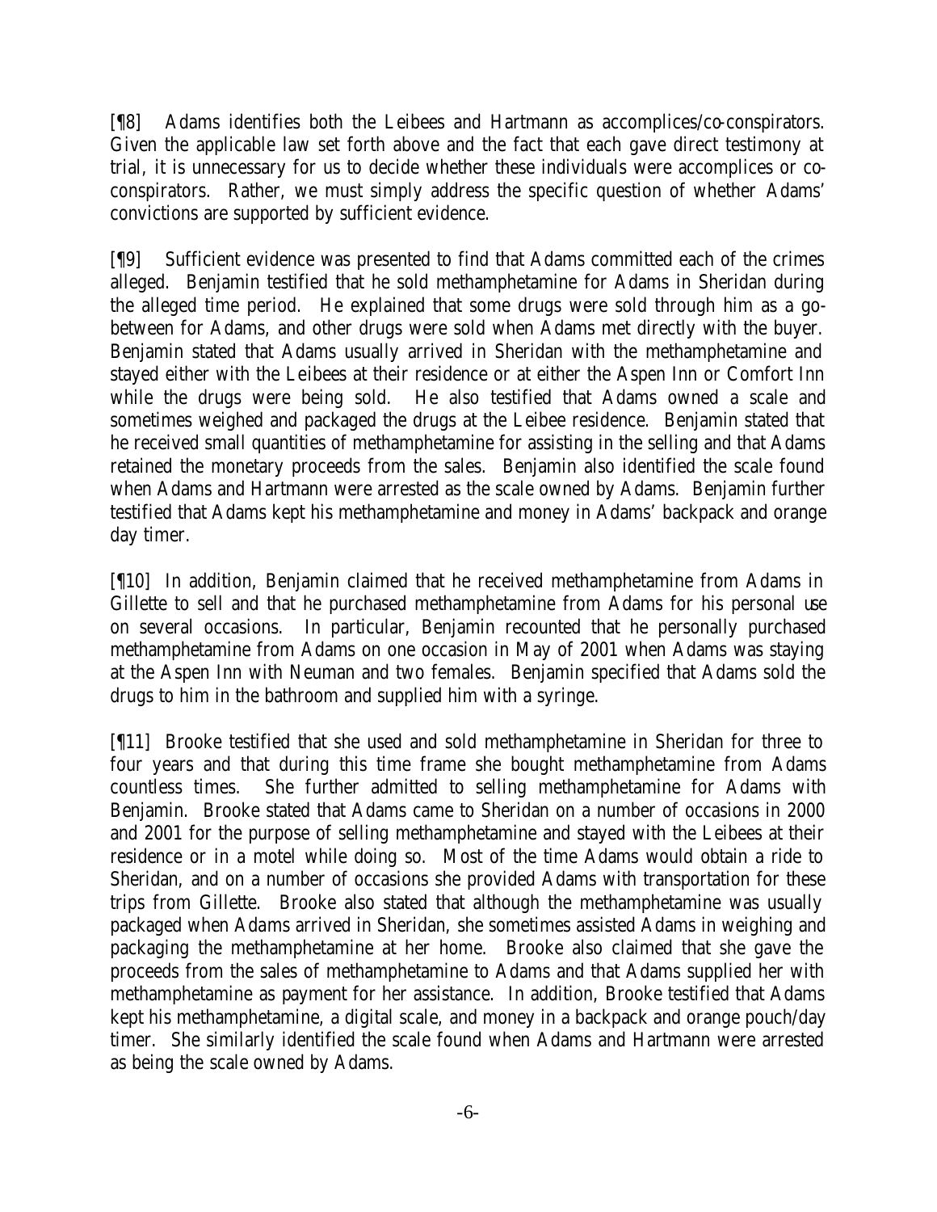[¶8] Adams identifies both the Leibees and Hartmann as accomplices/co-conspirators. Given the applicable law set forth above and the fact that each gave direct testimony at trial, it is unnecessary for us to decide whether these individuals were accomplices or co-conspirators. Rather, we must simply address the specific question of whether Adams' convictions are supported by sufficient evidence.

[¶9] Sufficient evidence was presented to find that Adams committed each of the crimes alleged. Benjamin testified that he sold methamphetamine for Adams in Sheridan during the alleged time period. He explained that some drugs were sold through him as a go-between for Adams, and other drugs were sold when Adams met directly with the buyer. Benjamin stated that Adams usually arrived in Sheridan with the methamphetamine and stayed either with the Leibees at their residence or at either the Aspen Inn or Comfort Inn while the drugs were being sold. He also testified that Adams owned a scale and sometimes weighed and packaged the drugs at the Leibee residence. Benjamin stated that he received small quantities of methamphetamine for assisting in the selling and that Adams retained the monetary proceeds from the sales. Benjamin also identified the scale found when Adams and Hartmann were arrested as the scale owned by Adams. Benjamin further testified that Adams kept his methamphetamine and money in Adams' backpack and orange day timer.

[¶10] In addition, Benjamin claimed that he received methamphetamine from Adams in Gillette to sell and that he purchased methamphetamine from Adams for his personal use on several occasions. In particular, Benjamin recounted that he personally purchased methamphetamine from Adams on one occasion in May of 2001 when Adams was staying at the Aspen Inn with Neuman and two females. Benjamin specified that Adams sold the drugs to him in the bathroom and supplied him with a syringe.

[¶11] Brooke testified that she used and sold methamphetamine in Sheridan for three to four years and that during this time frame she bought methamphetamine from Adams countless times. She further admitted to selling methamphetamine for Adams with Benjamin. Brooke stated that Adams came to Sheridan on a number of occasions in 2000 and 2001 for the purpose of selling methamphetamine and stayed with the Leibees at their residence or in a motel while doing so. Most of the time Adams would obtain a ride to Sheridan, and on a number of occasions she provided Adams with transportation for these trips from Gillette. Brooke also stated that although the methamphetamine was usually packaged when Adams arrived in Sheridan, she sometimes assisted Adams in weighing and packaging the methamphetamine at her home. Brooke also claimed that she gave the proceeds from the sales of methamphetamine to Adams and that Adams supplied her with methamphetamine as payment for her assistance. In addition, Brooke testified that Adams kept his methamphetamine, a digital scale, and money in a backpack and orange pouch/day timer. She similarly identified the scale found when Adams and Hartmann were arrested as being the scale owned by Adams.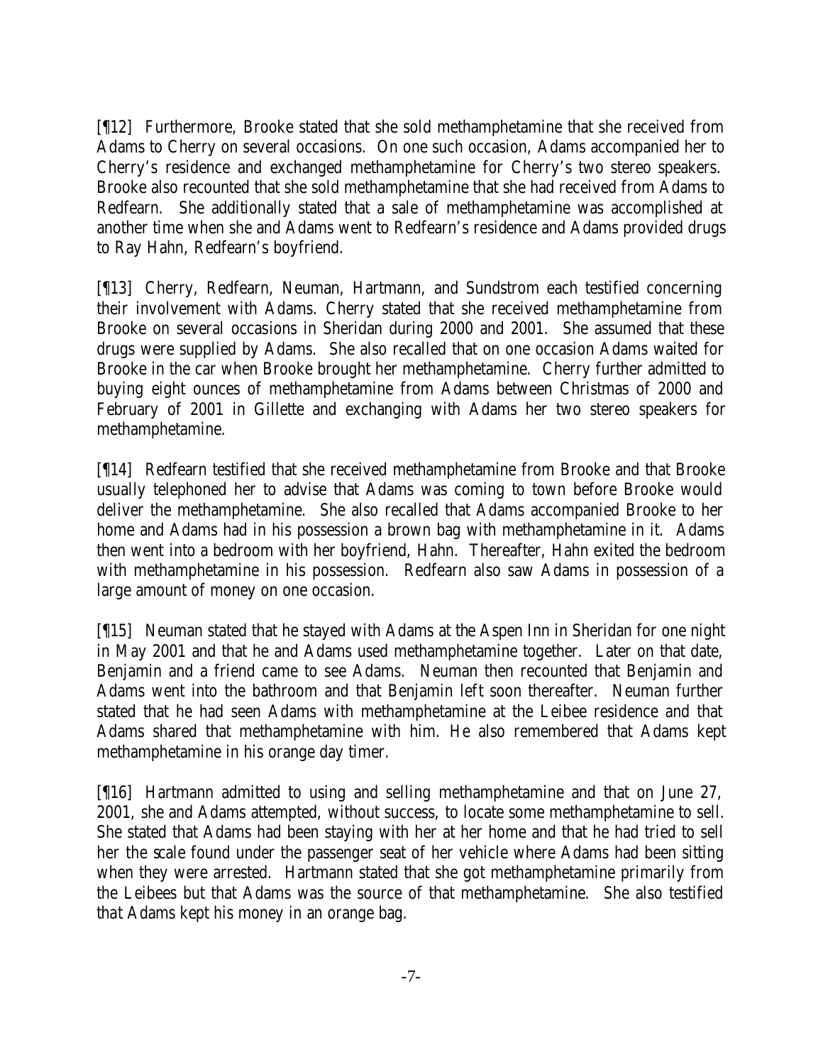[¶12] Furthermore, Brooke stated that she sold methamphetamine that she received from Adams to Cherry on several occasions. On one such occasion, Adams accompanied her to Cherry's residence and exchanged methamphetamine for Cherry's two stereo speakers. Brooke also recounted that she sold methamphetamine that she had received from Adams to Redfearn. She additionally stated that a sale of methamphetamine was accomplished at another time when she and Adams went to Redfearn's residence and Adams provided drugs to Ray Hahn, Redfearn's boyfriend.

[¶13] Cherry, Redfearn, Neuman, Hartmann, and Sundstrom each testified concerning their involvement with Adams. Cherry stated that she received methamphetamine from Brooke on several occasions in Sheridan during 2000 and 2001. She assumed that these drugs were supplied by Adams. She also recalled that on one occasion Adams waited for Brooke in the car when Brooke brought her methamphetamine. Cherry further admitted to buying eight ounces of methamphetamine from Adams between Christmas of 2000 and February of 2001 in Gillette and exchanging with Adams her two stereo speakers for methamphetamine.

[¶14] Redfearn testified that she received methamphetamine from Brooke and that Brooke usually telephoned her to advise that Adams was coming to town before Brooke would deliver the methamphetamine. She also recalled that Adams accompanied Brooke to her home and Adams had in his possession a brown bag with methamphetamine in it. Adams then went into a bedroom with her boyfriend, Hahn. Thereafter, Hahn exited the bedroom with methamphetamine in his possession. Redfearn also saw Adams in possession of a large amount of money on one occasion.

[¶15] Neuman stated that he stayed with Adams at the Aspen Inn in Sheridan for one night in May 2001 and that he and Adams used methamphetamine together. Later on that date, Benjamin and a friend came to see Adams. Neuman then recounted that Benjamin and Adams went into the bathroom and that Benjamin left soon thereafter. Neuman further stated that he had seen Adams with methamphetamine at the Leibee residence and that Adams shared that methamphetamine with him. He also remembered that Adams kept methamphetamine in his orange day timer.

[¶16] Hartmann admitted to using and selling methamphetamine and that on June 27, 2001, she and Adams attempted, without success, to locate some methamphetamine to sell. She stated that Adams had been staying with her at her home and that he had tried to sell her the scale found under the passenger seat of her vehicle where Adams had been sitting when they were arrested. Hartmann stated that she got methamphetamine primarily from the Leibees but that Adams was the source of that methamphetamine. She also testified that Adams kept his money in an orange bag.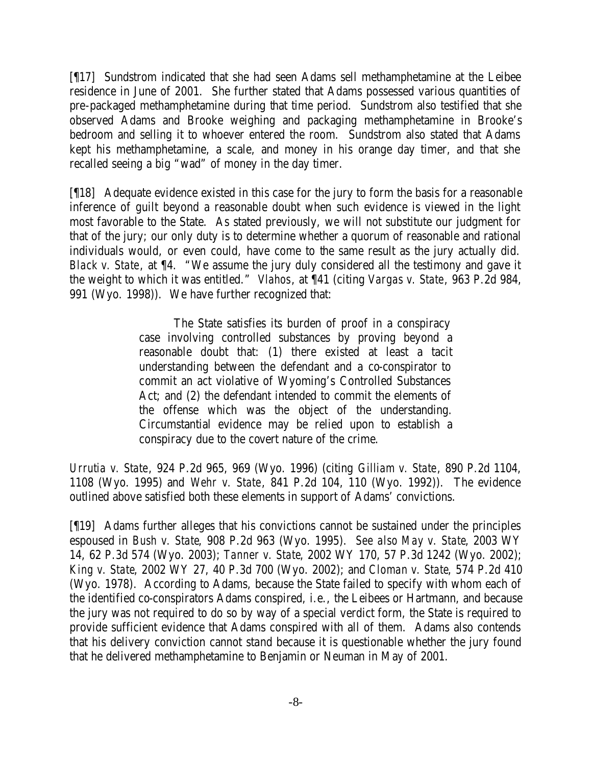[¶17] Sundstrom indicated that she had seen Adams sell methamphetamine at the Leibee residence in June of 2001. She further stated that Adams possessed various quantities of pre-packaged methamphetamine during that time period. Sundstrom also testified that she observed Adams and Brooke weighing and packaging methamphetamine in Brooke's bedroom and selling it to whoever entered the room. Sundstrom also stated that Adams kept his methamphetamine, a scale, and money in his orange day timer, and that she recalled seeing a big "wad" of money in the day timer.

[¶18] Adequate evidence existed in this case for the jury to form the basis for a reasonable inference of guilt beyond a reasonable doubt when such evidence is viewed in the light most favorable to the State. As stated previously, we will not substitute our judgment for that of the jury; our only duty is to determine whether a quorum of reasonable and rational individuals would, or even could, have come to the same result as the jury actually did. *Black v. State*, at ¶4. "We assume the jury duly considered all the testimony and gave it the weight to which it was entitled." *Vlahos*, at ¶41 (citing *Vargas v. State*, 963 P.2d 984, 991 (Wyo. 1998)). We have further recognized that:

> The State satisfies its burden of proof in a conspiracy case involving controlled substances by proving beyond a reasonable doubt that: (1) there existed at least a tacit understanding between the defendant and a co-conspirator to commit an act violative of Wyoming's Controlled Substances Act; and (2) the defendant intended to commit the elements of the offense which was the object of the understanding. Circumstantial evidence may be relied upon to establish a conspiracy due to the covert nature of the crime.

*Urrutia v. State*, 924 P.2d 965, 969 (Wyo. 1996) (citing *Gilliam v. State*, 890 P.2d 1104, 1108 (Wyo. 1995) and *Wehr v. State*, 841 P.2d 104, 110 (Wyo. 1992)). The evidence outlined above satisfied both these elements in support of Adams' convictions.

[¶19] Adams further alleges that his convictions cannot be sustained under the principles espoused in *Bush v. State*, 908 P.2d 963 (Wyo. 1995). *See also May v. State*, 2003 WY 14, 62 P.3d 574 (Wyo. 2003); *Tanner v. State*, 2002 WY 170, 57 P.3d 1242 (Wyo. 2002); *King v. State*, 2002 WY 27, 40 P.3d 700 (Wyo. 2002); and *Cloman v. State*, 574 P.2d 410 (Wyo. 1978). According to Adams, because the State failed to specify with whom each of the identified co-conspirators Adams conspired, i.e., the Leibees or Hartmann, and because the jury was not required to do so by way of a special verdict form, the State is required to provide sufficient evidence that Adams conspired with all of them. Adams also contends that his delivery conviction cannot stand because it is questionable whether the jury found that he delivered methamphetamine to Benjamin or Neuman in May of 2001.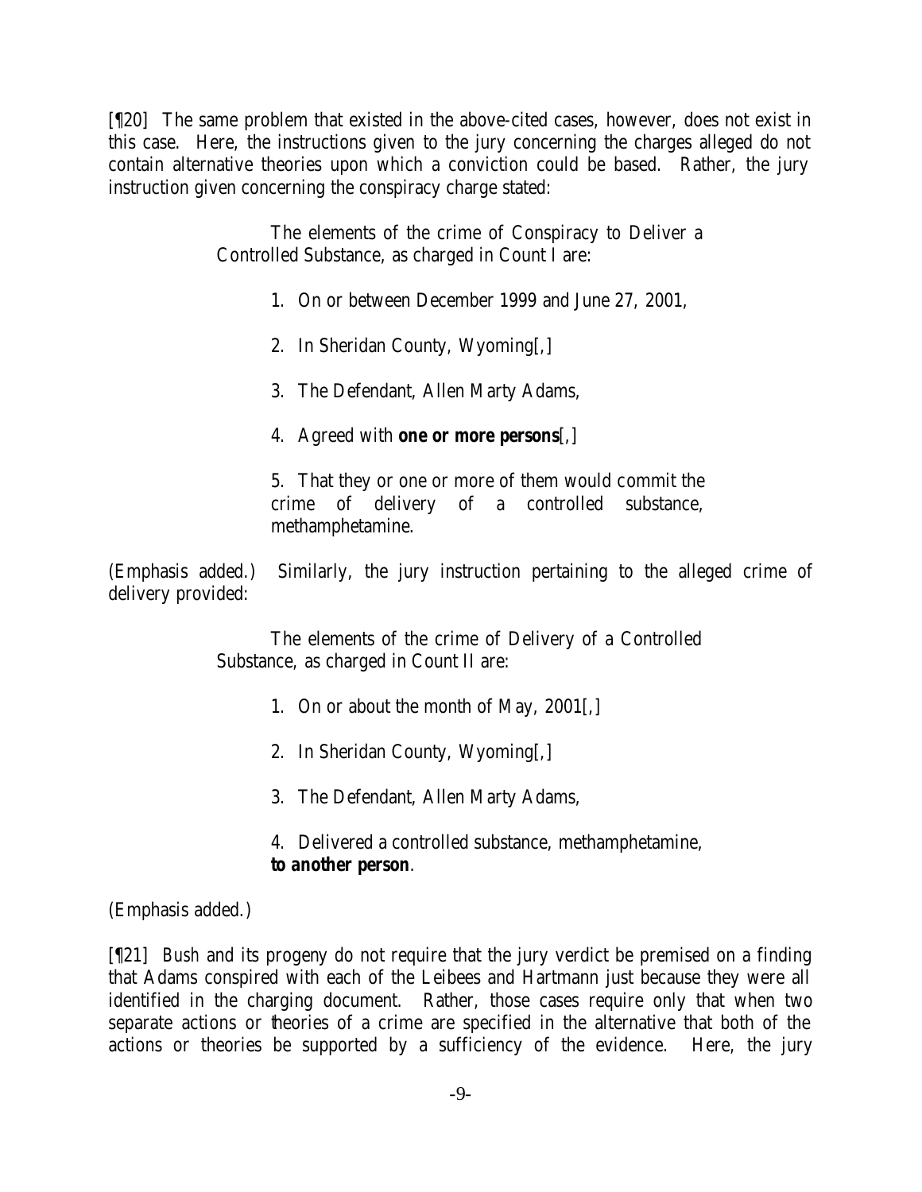[¶20] The same problem that existed in the above-cited cases, however, does not exist in this case. Here, the instructions given to the jury concerning the charges alleged do not contain alternative theories upon which a conviction could be based. Rather, the jury instruction given concerning the conspiracy charge stated:

> The elements of the crime of Conspiracy to Deliver a Controlled Substance, as charged in Count I are:
>
> 1. On or between December 1999 and June 27, 2001,
>
> 2. In Sheridan County, Wyoming[,]
>
> 3. The Defendant, Allen Marty Adams,
>
> 4. Agreed with **one or more persons**[,]
>
> 5. That they or one or more of them would commit the crime of delivery of a controlled substance, methamphetamine.

(Emphasis added.) Similarly, the jury instruction pertaining to the alleged crime of delivery provided:

> The elements of the crime of Delivery of a Controlled Substance, as charged in Count II are:
>
> 1. On or about the month of May, 2001[,]
>
> 2. In Sheridan County, Wyoming[,]
>
> 3. The Defendant, Allen Marty Adams,
>
> 4. Delivered a controlled substance, methamphetamine, **to another person**.

(Emphasis added.)

[¶21] *Bush* and its progeny do not require that the jury verdict be premised on a finding that Adams conspired with each of the Leibees and Hartmann just because they were all identified in the charging document. Rather, those cases require only that when two separate actions or theories of a crime are specified in the alternative that both of the actions or theories be supported by a sufficiency of the evidence. Here, the jury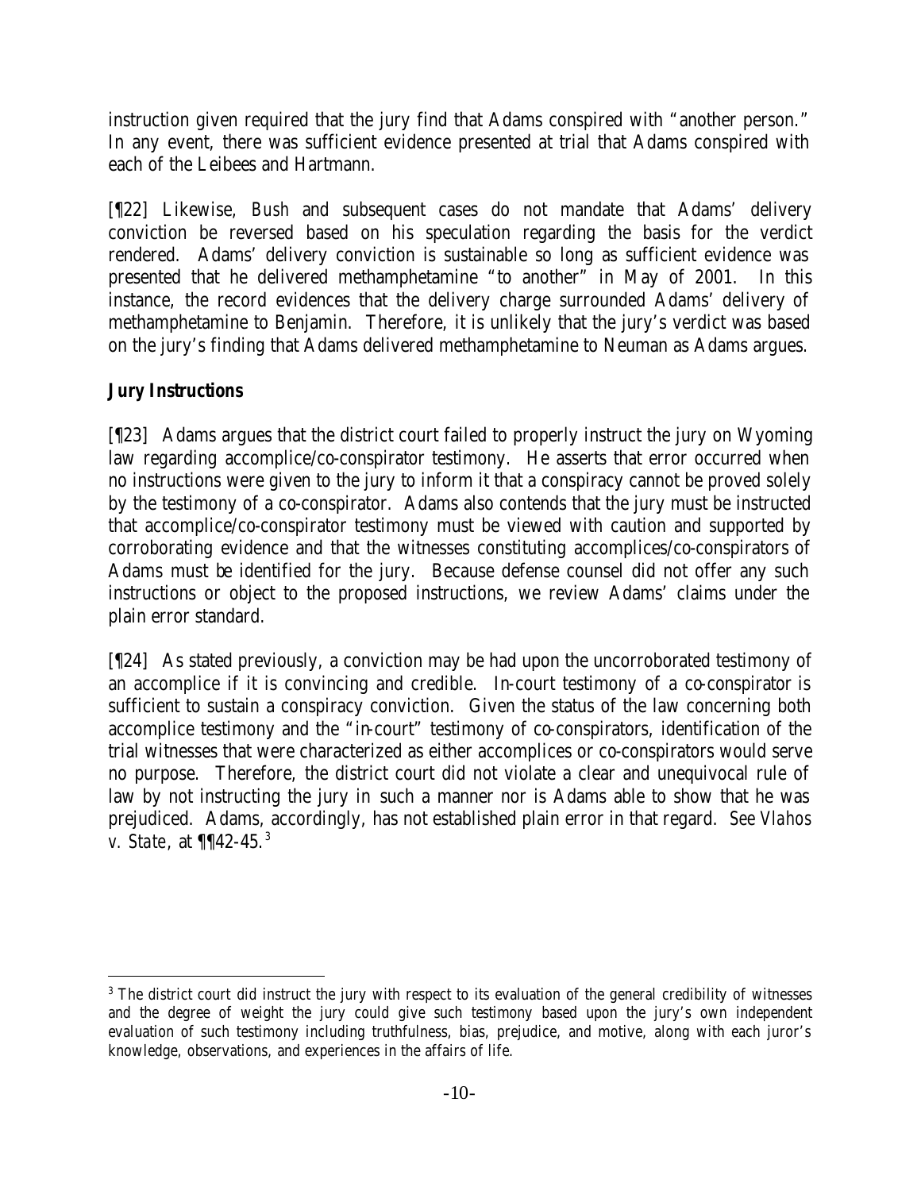instruction given required that the jury find that Adams conspired with "another person." In any event, there was sufficient evidence presented at trial that Adams conspired with each of the Leibees and Hartmann.

[¶22] Likewise, *Bush* and subsequent cases do not mandate that Adams' delivery conviction be reversed based on his speculation regarding the basis for the verdict rendered. Adams' delivery conviction is sustainable so long as sufficient evidence was presented that he delivered methamphetamine "to another" in May of 2001. In this instance, the record evidences that the delivery charge surrounded Adams' delivery of methamphetamine to Benjamin. Therefore, it is unlikely that the jury's verdict was based on the jury's finding that Adams delivered methamphetamine to Neuman as Adams argues.

## *Jury Instructions*

[¶23] Adams argues that the district court failed to properly instruct the jury on Wyoming law regarding accomplice/co-conspirator testimony. He asserts that error occurred when no instructions were given to the jury to inform it that a conspiracy cannot be proved solely by the testimony of a co-conspirator. Adams also contends that the jury must be instructed that accomplice/co-conspirator testimony must be viewed with caution and supported by corroborating evidence and that the witnesses constituting accomplices/co-conspirators of Adams must be identified for the jury. Because defense counsel did not offer any such instructions or object to the proposed instructions, we review Adams' claims under the plain error standard.

[¶24] As stated previously, a conviction may be had upon the uncorroborated testimony of an accomplice if it is convincing and credible. In-court testimony of a co-conspirator is sufficient to sustain a conspiracy conviction. Given the status of the law concerning both accomplice testimony and the "in-court" testimony of co-conspirators, identification of the trial witnesses that were characterized as either accomplices or co-conspirators would serve no purpose. Therefore, the district court did not violate a clear and unequivocal rule of law by not instructing the jury in such a manner nor is Adams able to show that he was prejudiced. Adams, accordingly, has not established plain error in that regard. *See Vlahos v. State*, at ¶¶42-45.[3]

[3] The district court did instruct the jury with respect to its evaluation of the general credibility of witnesses and the degree of weight the jury could give such testimony based upon the jury's own independent evaluation of such testimony including truthfulness, bias, prejudice, and motive, along with each juror's knowledge, observations, and experiences in the affairs of life.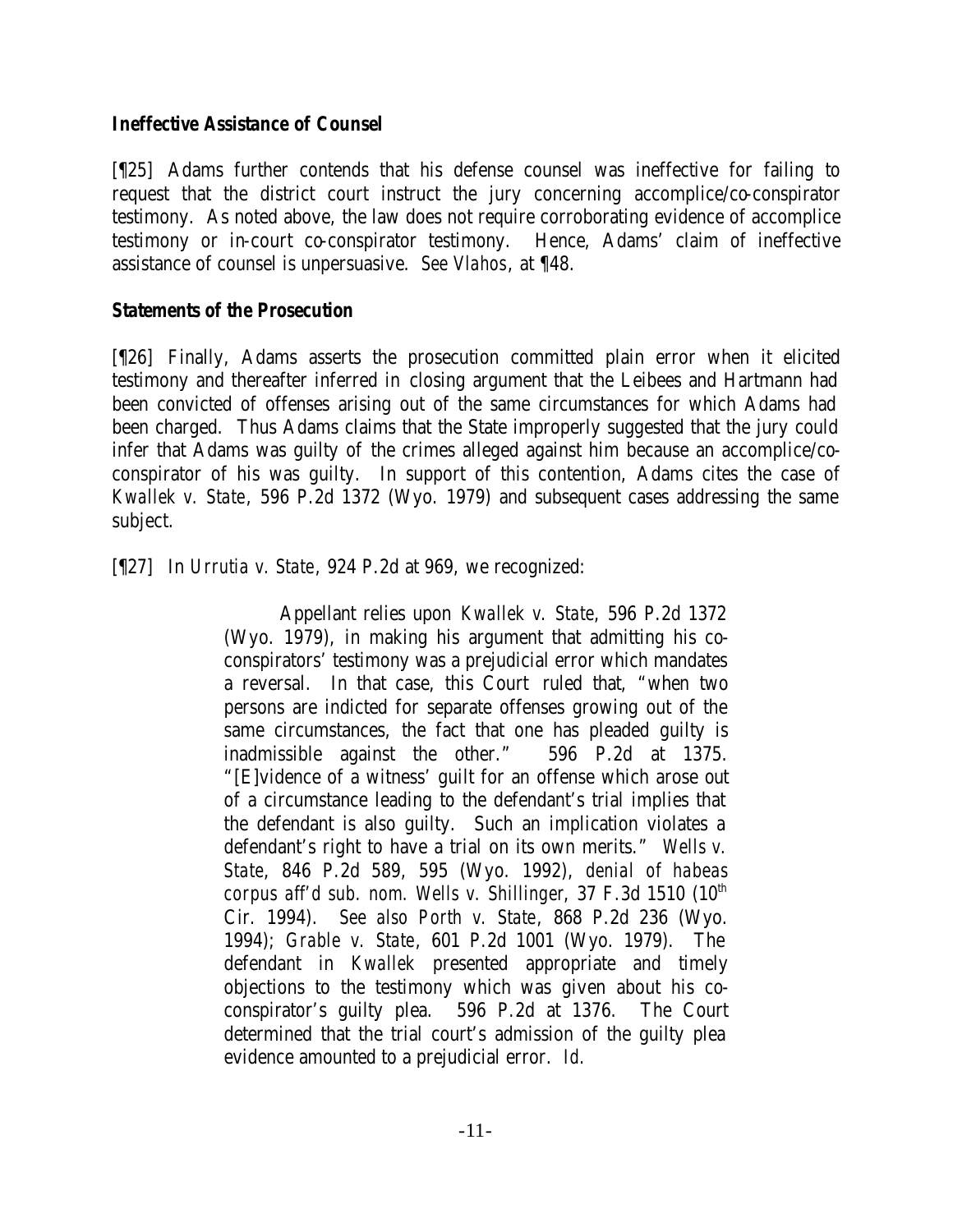**Ineffective Assistance of Counsel**

[¶25] Adams further contends that his defense counsel was ineffective for failing to request that the district court instruct the jury concerning accomplice/co-conspirator testimony. As noted above, the law does not require corroborating evidence of accomplice testimony or in-court co-conspirator testimony. Hence, Adams' claim of ineffective assistance of counsel is unpersuasive. *See Vlahos*, at ¶48.

**Statements of the Prosecution**

[¶26] Finally, Adams asserts the prosecution committed plain error when it elicited testimony and thereafter inferred in closing argument that the Leibees and Hartmann had been convicted of offenses arising out of the same circumstances for which Adams had been charged. Thus Adams claims that the State improperly suggested that the jury could infer that Adams was guilty of the crimes alleged against him because an accomplice/co-conspirator of his was guilty. In support of this contention, Adams cites the case of *Kwallek v. State*, 596 P.2d 1372 (Wyo. 1979) and subsequent cases addressing the same subject.

[¶27] In *Urrutia v. State*, 924 P.2d at 969, we recognized:

> Appellant relies upon *Kwallek v. State*, 596 P.2d 1372 (Wyo. 1979), in making his argument that admitting his co-conspirators' testimony was a prejudicial error which mandates a reversal. In that case, this Court ruled that, "when two persons are indicted for separate offenses growing out of the same circumstances, the fact that one has pleaded guilty is inadmissible against the other." 596 P.2d at 1375. "[E]vidence of a witness' guilt for an offense which arose out of a circumstance leading to the defendant's trial implies that the defendant is also guilty. Such an implication violates a defendant's right to have a trial on its own merits." *Wells v. State*, 846 P.2d 589, 595 (Wyo. 1992), *denial of habeas corpus aff'd sub. nom. Wells v. Shillinger*, 37 F.3d 1510 (10th Cir. 1994). *See also Porth v. State*, 868 P.2d 236 (Wyo. 1994); *Grable v. State*, 601 P.2d 1001 (Wyo. 1979). The defendant in *Kwallek* presented appropriate and timely objections to the testimony which was given about his co-conspirator's guilty plea. 596 P.2d at 1376. The Court determined that the trial court's admission of the guilty plea evidence amounted to a prejudicial error. *Id.*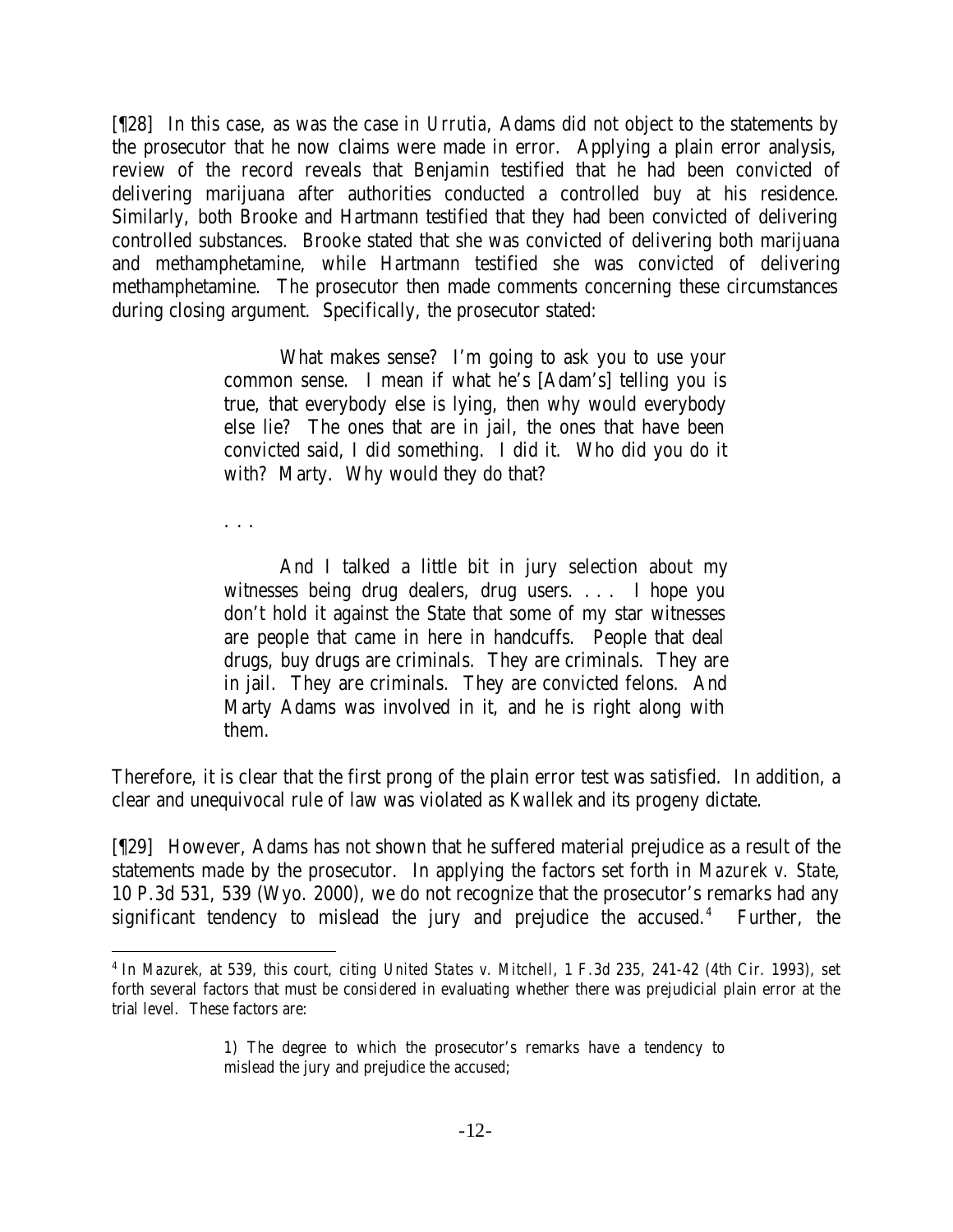[¶28] In this case, as was the case in *Urrutia*, Adams did not object to the statements by the prosecutor that he now claims were made in error. Applying a plain error analysis, review of the record reveals that Benjamin testified that he had been convicted of delivering marijuana after authorities conducted a controlled buy at his residence. Similarly, both Brooke and Hartmann testified that they had been convicted of delivering controlled substances. Brooke stated that she was convicted of delivering both marijuana and methamphetamine, while Hartmann testified she was convicted of delivering methamphetamine. The prosecutor then made comments concerning these circumstances during closing argument. Specifically, the prosecutor stated:

> What makes sense? I'm going to ask you to use your common sense. I mean if what he's [Adam's] telling you is true, that everybody else is lying, then why would everybody else lie? The ones that are in jail, the ones that have been convicted said, I did something. I did it. Who did you do it with? Marty. Why would they do that?
>
> . . .
>
> And I talked a little bit in jury selection about my witnesses being drug dealers, drug users. . . . I hope you don't hold it against the State that some of my star witnesses are people that came in here in handcuffs. People that deal drugs, buy drugs are criminals. They are criminals. They are in jail. They are criminals. They are convicted felons. And Marty Adams was involved in it, and he is right along with them.

Therefore, it is clear that the first prong of the plain error test was satisfied. In addition, a clear and unequivocal rule of law was violated as *Kwallek* and its progeny dictate.

[¶29] However, Adams has not shown that he suffered material prejudice as a result of the statements made by the prosecutor. In applying the factors set forth in *Mazurek v. State*, 10 P.3d 531, 539 (Wyo. 2000), we do not recognize that the prosecutor's remarks had any significant tendency to mislead the jury and prejudice the accused.[4] Further, the

---

[4] In *Mazurek*, at 539, this court, citing *United States v. Mitchell*, 1 F.3d 235, 241-42 (4th Cir. 1993), set forth several factors that must be considered in evaluating whether there was prejudicial plain error at the trial level. These factors are:

> 1) The degree to which the prosecutor's remarks have a tendency to mislead the jury and prejudice the accused;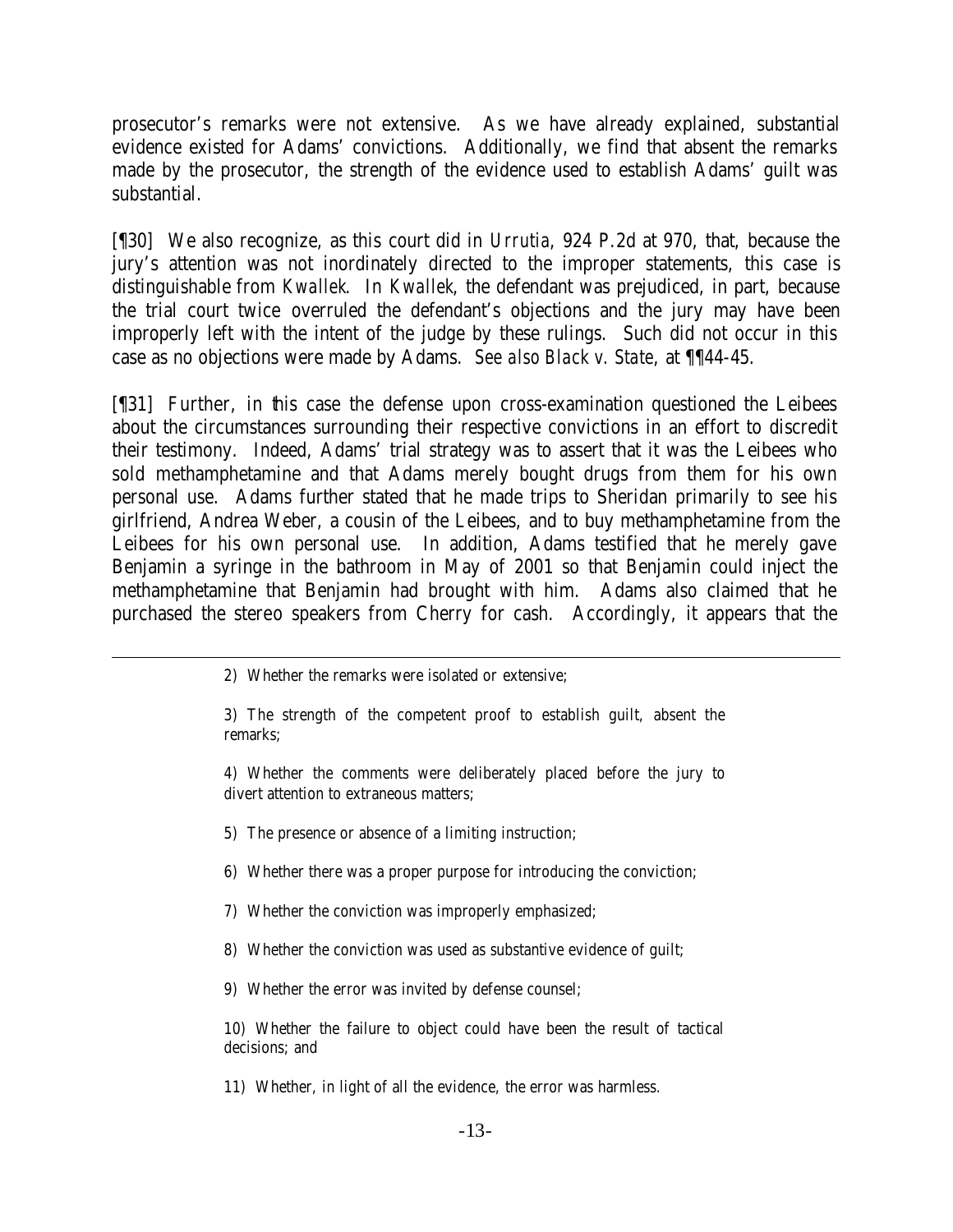prosecutor's remarks were not extensive. As we have already explained, substantial evidence existed for Adams' convictions. Additionally, we find that absent the remarks made by the prosecutor, the strength of the evidence used to establish Adams' guilt was substantial.

[¶30] We also recognize, as this court did in *Urrutia*, 924 P.2d at 970, that, because the jury's attention was not inordinately directed to the improper statements, this case is distinguishable from *Kwallek*. In *Kwallek*, the defendant was prejudiced, in part, because the trial court twice overruled the defendant's objections and the jury may have been improperly left with the intent of the judge by these rulings. Such did not occur in this case as no objections were made by Adams. *See also Black v. State*, at ¶¶44-45.

[¶31] Further, in this case the defense upon cross-examination questioned the Leibees about the circumstances surrounding their respective convictions in an effort to discredit their testimony. Indeed, Adams' trial strategy was to assert that it was the Leibees who sold methamphetamine and that Adams merely bought drugs from them for his own personal use. Adams further stated that he made trips to Sheridan primarily to see his girlfriend, Andrea Weber, a cousin of the Leibees, and to buy methamphetamine from the Leibees for his own personal use. In addition, Adams testified that he merely gave Benjamin a syringe in the bathroom in May of 2001 so that Benjamin could inject the methamphetamine that Benjamin had brought with him. Adams also claimed that he purchased the stereo speakers from Cherry for cash. Accordingly, it appears that the

---

2) Whether the remarks were isolated or extensive;

3) The strength of the competent proof to establish guilt, absent the remarks;

4) Whether the comments were deliberately placed before the jury to divert attention to extraneous matters;

5) The presence or absence of a limiting instruction;

6) Whether there was a proper purpose for introducing the conviction;

7) Whether the conviction was improperly emphasized;

8) Whether the conviction was used as substantive evidence of guilt;

9) Whether the error was invited by defense counsel;

10) Whether the failure to object could have been the result of tactical decisions; and

11) Whether, in light of all the evidence, the error was harmless.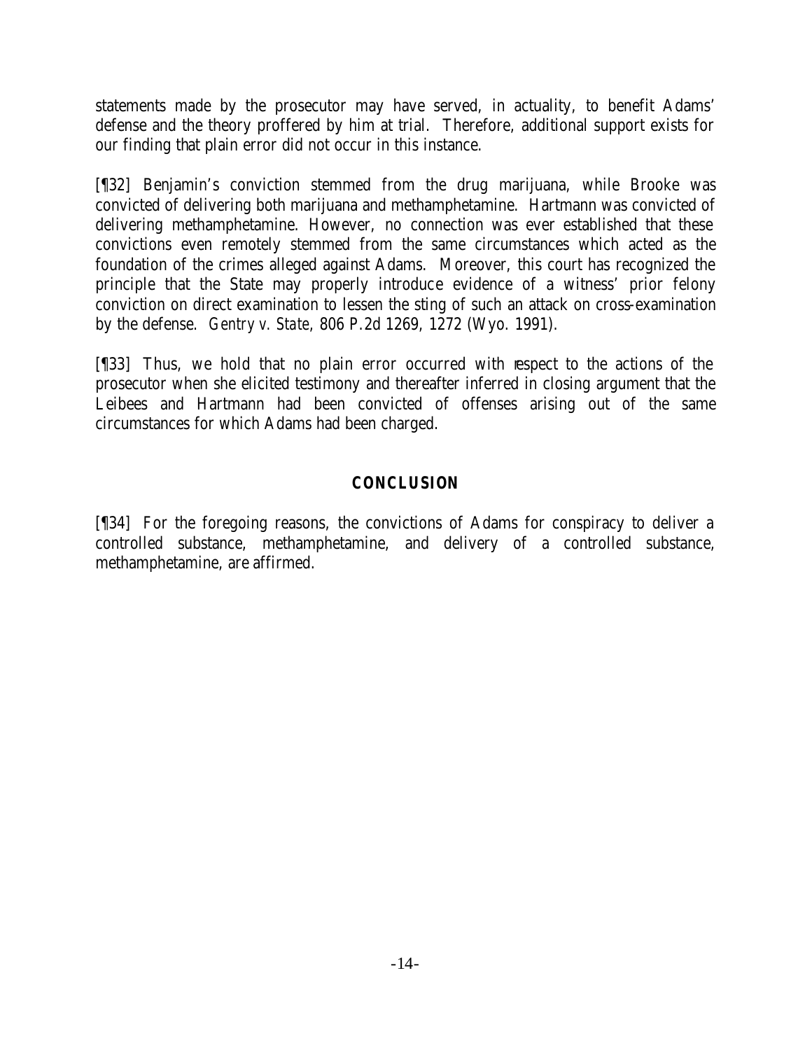statements made by the prosecutor may have served, in actuality, to benefit Adams' defense and the theory proffered by him at trial. Therefore, additional support exists for our finding that plain error did not occur in this instance.

[¶32] Benjamin's conviction stemmed from the drug marijuana, while Brooke was convicted of delivering both marijuana and methamphetamine. Hartmann was convicted of delivering methamphetamine. However, no connection was ever established that these convictions even remotely stemmed from the same circumstances which acted as the foundation of the crimes alleged against Adams. Moreover, this court has recognized the principle that the State may properly introduce evidence of a witness' prior felony conviction on direct examination to lessen the sting of such an attack on cross-examination by the defense. *Gentry v. State*, 806 P.2d 1269, 1272 (Wyo. 1991).

[¶33] Thus, we hold that no plain error occurred with respect to the actions of the prosecutor when she elicited testimony and thereafter inferred in closing argument that the Leibees and Hartmann had been convicted of offenses arising out of the same circumstances for which Adams had been charged.

## CONCLUSION

[¶34] For the foregoing reasons, the convictions of Adams for conspiracy to deliver a controlled substance, methamphetamine, and delivery of a controlled substance, methamphetamine, are affirmed.